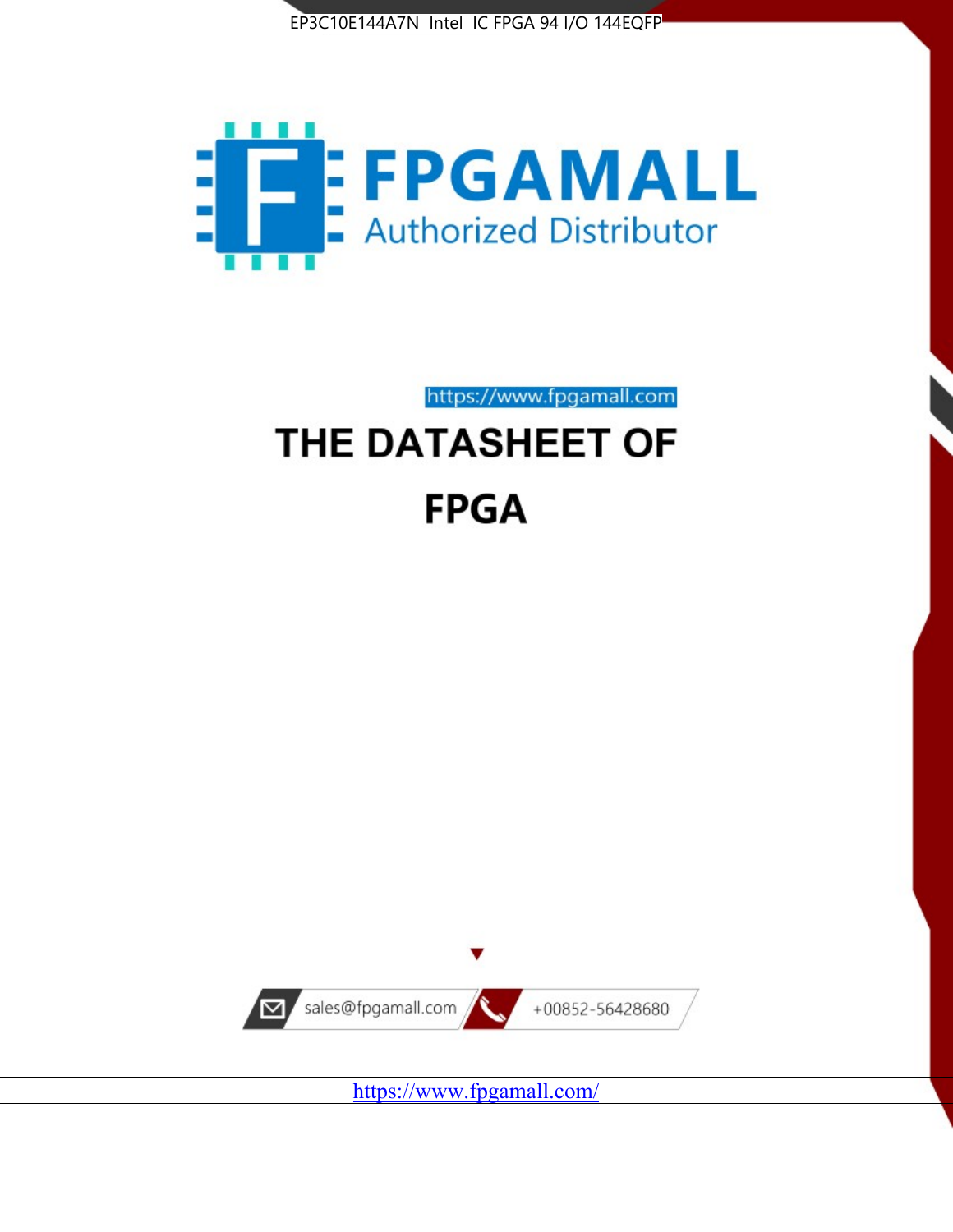EP3C10E144A7N Intel IC FPGA 94 I/O 144EQFP

FPGAMALL

Authorized Distributor

https://www.fpgamall.com

# THE DATASHEET OF

# FPGA

sales@fpgamall.com

+00852-56428680

https://www.fpgamall.com/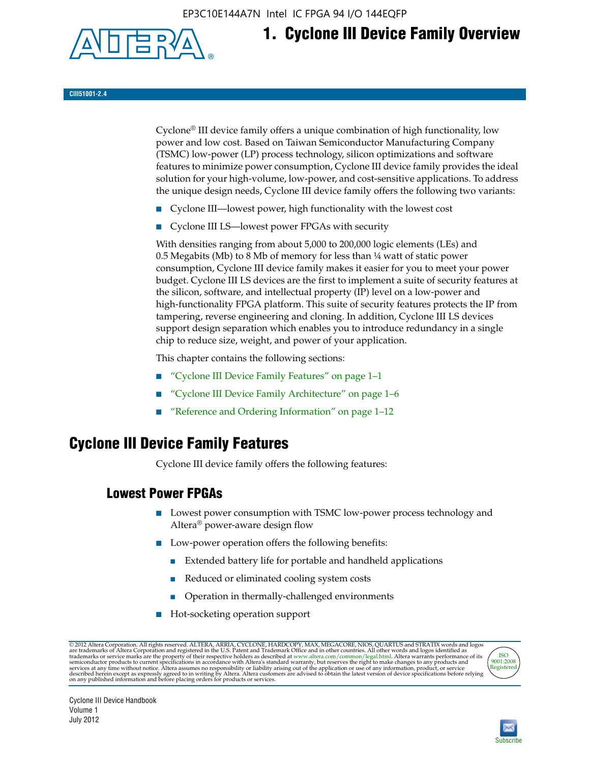# 1. Cyclone III Device Family Overview

CIII51001-2.4

Cyclone® III device family offers a unique combination of high functionality, low power and low cost. Based on Taiwan Semiconductor Manufacturing Company (TSMC) low-power (LP) process technology, silicon optimizations and software features to minimize power consumption, Cyclone III device family provides the ideal solution for your high-volume, low-power, and cost-sensitive applications. To address the unique design needs, Cyclone III device family offers the following two variants:

- Cyclone III—lowest power, high functionality with the lowest cost
- Cyclone III LS—lowest power FPGAs with security

With densities ranging from about 5,000 to 200,000 logic elements (LEs) and 0.5 Megabits (Mb) to 8 Mb of memory for less than ¼ watt of static power consumption, Cyclone III device family makes it easier for you to meet your power budget. Cyclone III LS devices are the first to implement a suite of security features at the silicon, software, and intellectual property (IP) level on a low-power and high-functionality FPGA platform. This suite of security features protects the IP from tampering, reverse engineering and cloning. In addition, Cyclone III LS devices support design separation which enables you to introduce redundancy in a single chip to reduce size, weight, and power of your application.

This chapter contains the following sections:

- "Cyclone III Device Family Features" on page 1–1
- "Cyclone III Device Family Architecture" on page 1–6
- "Reference and Ordering Information" on page 1–12

## Cyclone III Device Family Features

Cyclone III device family offers the following features:

### Lowest Power FPGAs

- Lowest power consumption with TSMC low-power process technology and Altera® power-aware design flow
- Low-power operation offers the following benefits:
  - Extended battery life for portable and handheld applications
  - Reduced or eliminated cooling system costs
  - Operation in thermally-challenged environments
- Hot-socketing operation support

© 2012 Altera Corporation. All rights reserved. ALTERA, ARRIA, CYCLONE, HARDCOPY, MAX, MEGACORE, NIOS, QUARTUS and STRATIX words and logos are trademarks of Altera Corporation and registered in the U.S. Patent and Trademark Office and in other countries. All other words and logos identified as trademarks or service marks are the property of their respective holders as described at www.altera.com/common/legal.html. Altera warrants performance of its semiconductor products to current specifications in accordance with Altera's standard warranty, but reserves the right to make changes to any products and services at any time without notice. Altera assumes no responsibility or liability arising out of the application or use of any information, product, or service described herein except as expressly agreed to in writing by Altera. Altera customers are advised to obtain the latest version of device specifications before relying on any published information and before placing orders for products or services.

Cyclone III Device Handbook
Volume 1
July 2012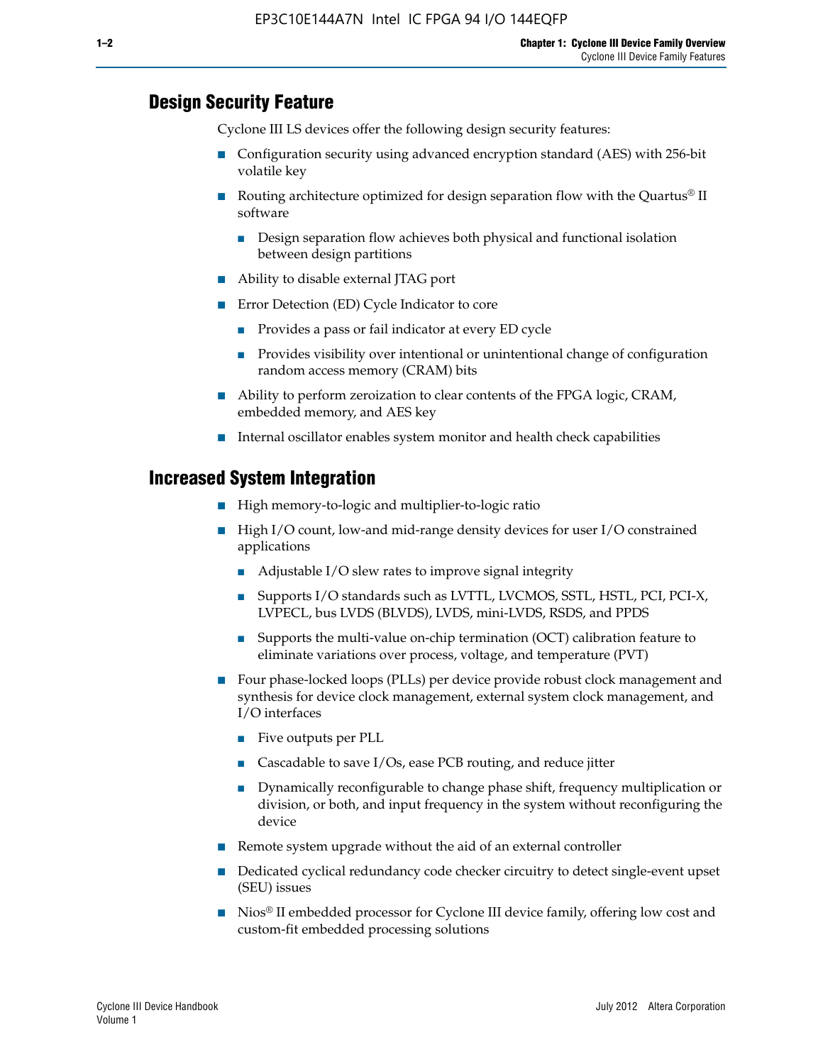## Design Security Feature

Cyclone III LS devices offer the following design security features:

- Configuration security using advanced encryption standard (AES) with 256-bit volatile key
- Routing architecture optimized for design separation flow with the Quartus® II software
  - Design separation flow achieves both physical and functional isolation between design partitions
- Ability to disable external JTAG port
- Error Detection (ED) Cycle Indicator to core
  - Provides a pass or fail indicator at every ED cycle
  - Provides visibility over intentional or unintentional change of configuration random access memory (CRAM) bits
- Ability to perform zeroization to clear contents of the FPGA logic, CRAM, embedded memory, and AES key
- Internal oscillator enables system monitor and health check capabilities

## Increased System Integration

- High memory-to-logic and multiplier-to-logic ratio
- High I/O count, low-and mid-range density devices for user I/O constrained applications
  - Adjustable I/O slew rates to improve signal integrity
  - Supports I/O standards such as LVTTL, LVCMOS, SSTL, HSTL, PCI, PCI-X, LVPECL, bus LVDS (BLVDS), LVDS, mini-LVDS, RSDS, and PPDS
  - Supports the multi-value on-chip termination (OCT) calibration feature to eliminate variations over process, voltage, and temperature (PVT)
- Four phase-locked loops (PLLs) per device provide robust clock management and synthesis for device clock management, external system clock management, and I/O interfaces
  - Five outputs per PLL
  - Cascadable to save I/Os, ease PCB routing, and reduce jitter
  - Dynamically reconfigurable to change phase shift, frequency multiplication or division, or both, and input frequency in the system without reconfiguring the device
- Remote system upgrade without the aid of an external controller
- Dedicated cyclical redundancy code checker circuitry to detect single-event upset (SEU) issues
- Nios® II embedded processor for Cyclone III device family, offering low cost and custom-fit embedded processing solutions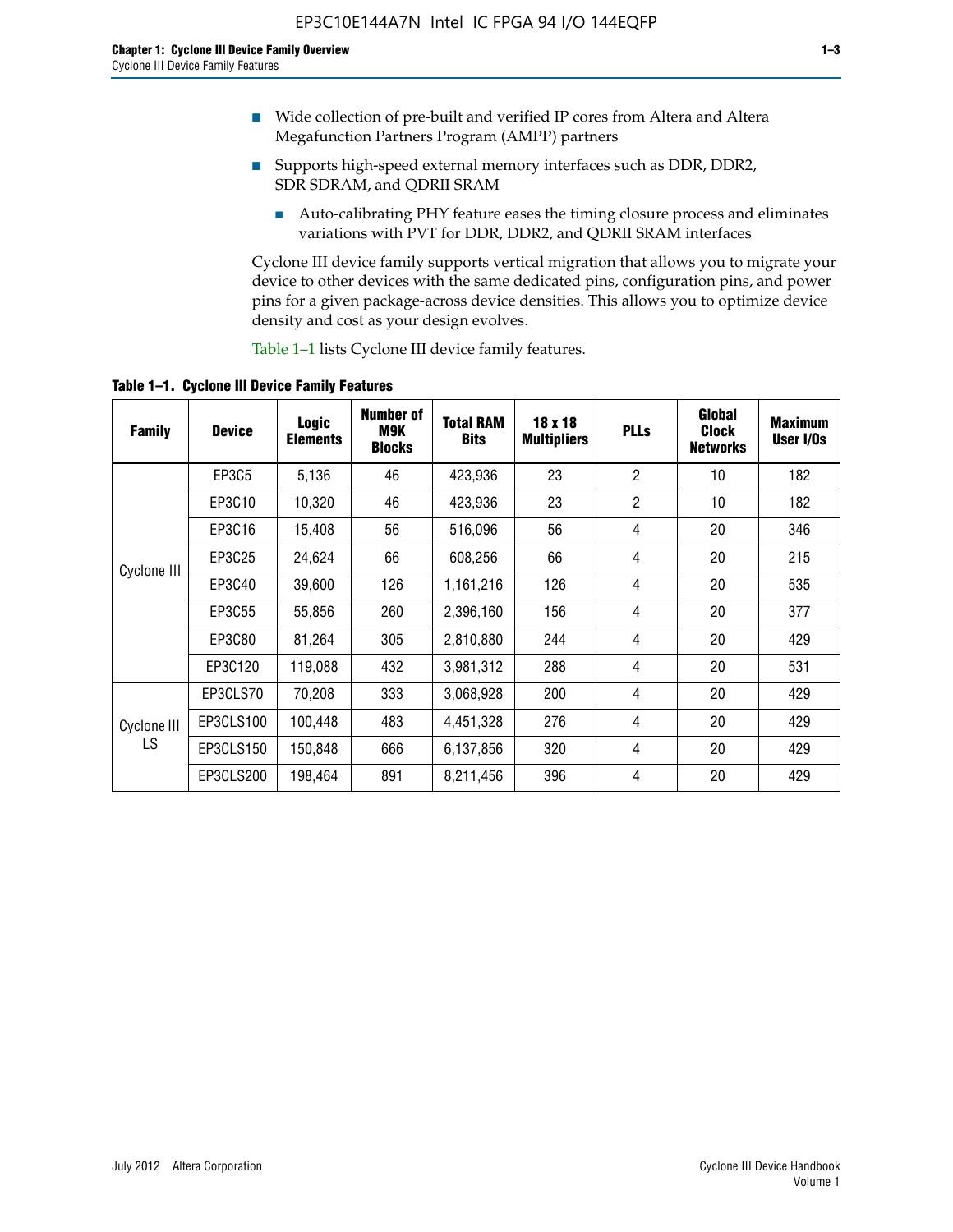- Wide collection of pre-built and verified IP cores from Altera and Altera Megafunction Partners Program (AMPP) partners
- Supports high-speed external memory interfaces such as DDR, DDR2, SDR SDRAM, and QDRII SRAM
  - Auto-calibrating PHY feature eases the timing closure process and eliminates variations with PVT for DDR, DDR2, and QDRII SRAM interfaces

Cyclone III device family supports vertical migration that allows you to migrate your device to other devices with the same dedicated pins, configuration pins, and power pins for a given package-across device densities. This allows you to optimize device density and cost as your design evolves.

Table 1–1 lists Cyclone III device family features.

**Table 1–1. Cyclone III Device Family Features**

| Family | Device | Logic Elements | Number of M9K Blocks | Total RAM Bits | 18 x 18 Multipliers | PLLs | Global Clock Networks | Maximum User I/Os |
|---|---|---|---|---|---|---|---|---|
| Cyclone III | EP3C5 | 5,136 | 46 | 423,936 | 23 | 2 | 10 | 182 |
| | EP3C10 | 10,320 | 46 | 423,936 | 23 | 2 | 10 | 182 |
| | EP3C16 | 15,408 | 56 | 516,096 | 56 | 4 | 20 | 346 |
| | EP3C25 | 24,624 | 66 | 608,256 | 66 | 4 | 20 | 215 |
| | EP3C40 | 39,600 | 126 | 1,161,216 | 126 | 4 | 20 | 535 |
| | EP3C55 | 55,856 | 260 | 2,396,160 | 156 | 4 | 20 | 377 |
| | EP3C80 | 81,264 | 305 | 2,810,880 | 244 | 4 | 20 | 429 |
| | EP3C120 | 119,088 | 432 | 3,981,312 | 288 | 4 | 20 | 531 |
| Cyclone III LS | EP3CLS70 | 70,208 | 333 | 3,068,928 | 200 | 4 | 20 | 429 |
| | EP3CLS100 | 100,448 | 483 | 4,451,328 | 276 | 4 | 20 | 429 |
| | EP3CLS150 | 150,848 | 666 | 6,137,856 | 320 | 4 | 20 | 429 |
| | EP3CLS200 | 198,464 | 891 | 8,211,456 | 396 | 4 | 20 | 429 |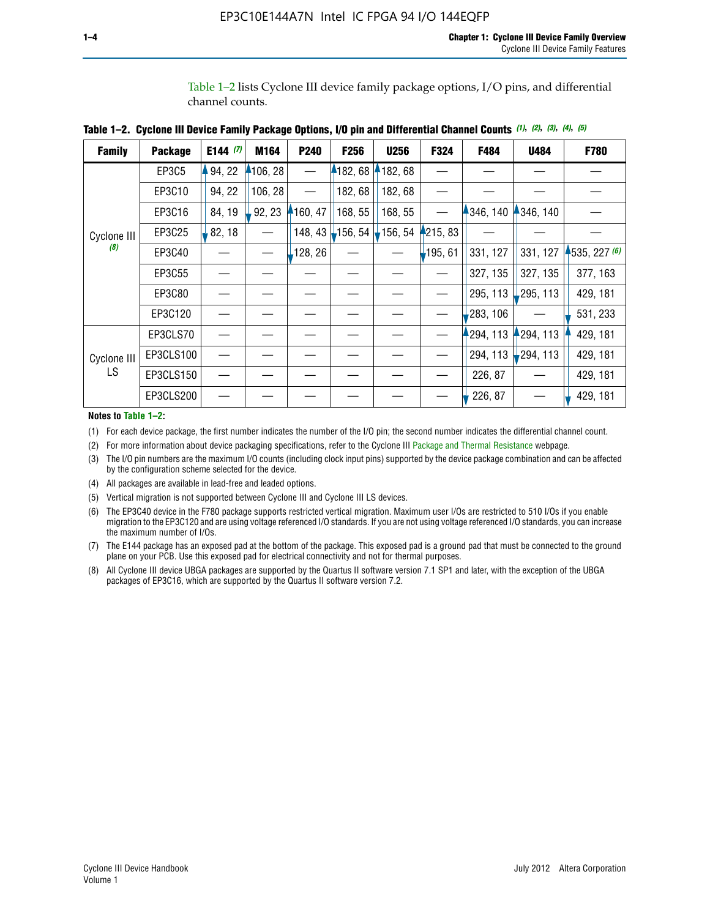Table 1–2 lists Cyclone III device family package options, I/O pins, and differential channel counts.

**Table 1–2. Cyclone III Device Family Package Options, I/O pin and Differential Channel Counts** *(1)*, *(2)*, *(3)*, *(4)*, *(5)*

| Family | Package | E144 *(7)* | M164 | P240 | F256 | U256 | F324 | F484 | U484 | F780 |
|---|---|---|---|---|---|---|---|---|---|---|
| Cyclone III *(8)* | EP3C5 | 94, 22 | 106, 28 | — | 182, 68 | 182, 68 | — | — | — | — |
| | EP3C10 | 94, 22 | 106, 28 | — | 182, 68 | 182, 68 | — | — | — | — |
| | EP3C16 | 84, 19 | 92, 23 | 160, 47 | 168, 55 | 168, 55 | — | 346, 140 | 346, 140 | — |
| | EP3C25 | 82, 18 | — | 148, 43 | 156, 54 | 156, 54 | 215, 83 | — | — | — |
| | EP3C40 | — | — | 128, 26 | — | — | 195, 61 | 331, 127 | 331, 127 | 535, 227 *(6)* |
| | EP3C55 | — | — | — | — | — | — | 327, 135 | 327, 135 | 377, 163 |
| | EP3C80 | — | — | — | — | — | — | 295, 113 | 295, 113 | 429, 181 |
| | EP3C120 | — | — | — | — | — | — | 283, 106 | — | 531, 233 |
| Cyclone III LS | EP3CLS70 | — | — | — | — | — | — | 294, 113 | 294, 113 | 429, 181 |
| | EP3CLS100 | — | — | — | — | — | — | 294, 113 | 294, 113 | 429, 181 |
| | EP3CLS150 | — | — | — | — | — | — | 226, 87 | — | 429, 181 |
| | EP3CLS200 | — | — | — | — | — | — | 226, 87 | — | 429, 181 |

**Notes to Table 1–2:**

(1) For each device package, the first number indicates the number of the I/O pin; the second number indicates the differential channel count.

(2) For more information about device packaging specifications, refer to the Cyclone III Package and Thermal Resistance webpage.

(3) The I/O pin numbers are the maximum I/O counts (including clock input pins) supported by the device package combination and can be affected by the configuration scheme selected for the device.

(4) All packages are available in lead-free and leaded options.

(5) Vertical migration is not supported between Cyclone III and Cyclone III LS devices.

(6) The EP3C40 device in the F780 package supports restricted vertical migration. Maximum user I/Os are restricted to 510 I/Os if you enable migration to the EP3C120 and are using voltage referenced I/O standards. If you are not using voltage referenced I/O standards, you can increase the maximum number of I/Os.

(7) The E144 package has an exposed pad at the bottom of the package. This exposed pad is a ground pad that must be connected to the ground plane on your PCB. Use this exposed pad for electrical connectivity and not for thermal purposes.

(8) All Cyclone III device UBGA packages are supported by the Quartus II software version 7.1 SP1 and later, with the exception of the UBGA packages of EP3C16, which are supported by the Quartus II software version 7.2.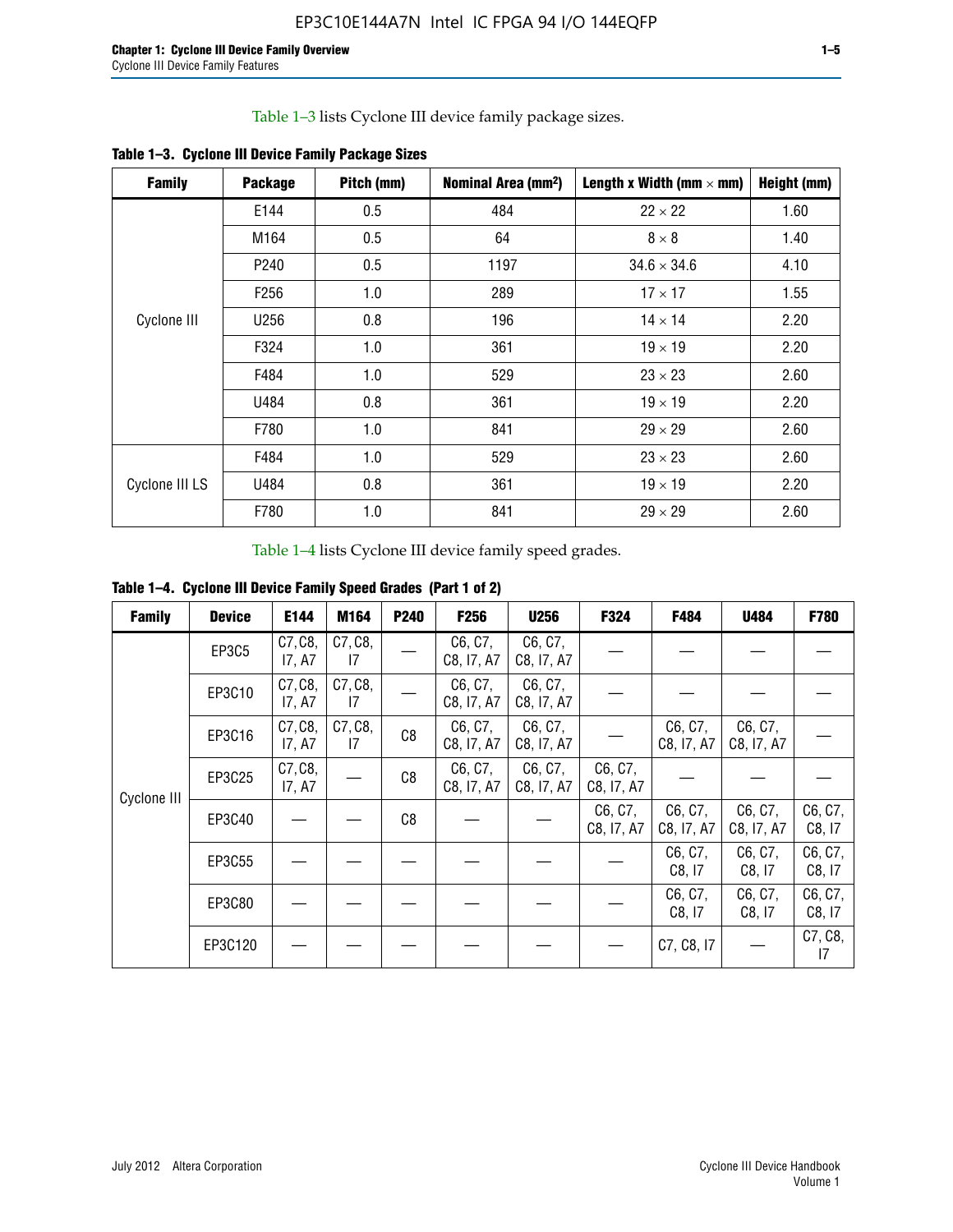Table 1–3 lists Cyclone III device family package sizes.

**Table 1–3. Cyclone III Device Family Package Sizes**

| Family | Package | Pitch (mm) | Nominal Area (mm$^2$) | Length x Width (mm × mm) | Height (mm) |
|---|---|---|---|---|---|
| Cyclone III | E144 | 0.5 | 484 | 22 × 22 | 1.60 |
| | M164 | 0.5 | 64 | 8 × 8 | 1.40 |
| | P240 | 0.5 | 1197 | 34.6 × 34.6 | 4.10 |
| | F256 | 1.0 | 289 | 17 × 17 | 1.55 |
| | U256 | 0.8 | 196 | 14 × 14 | 2.20 |
| | F324 | 1.0 | 361 | 19 × 19 | 2.20 |
| | F484 | 1.0 | 529 | 23 × 23 | 2.60 |
| | U484 | 0.8 | 361 | 19 × 19 | 2.20 |
| | F780 | 1.0 | 841 | 29 × 29 | 2.60 |
| Cyclone III LS | F484 | 1.0 | 529 | 23 × 23 | 2.60 |
| | U484 | 0.8 | 361 | 19 × 19 | 2.20 |
| | F780 | 1.0 | 841 | 29 × 29 | 2.60 |

Table 1–4 lists Cyclone III device family speed grades.

**Table 1–4. Cyclone III Device Family Speed Grades (Part 1 of 2)**

| Family | Device | E144 | M164 | P240 | F256 | U256 | F324 | F484 | U484 | F780 |
|---|---|---|---|---|---|---|---|---|---|---|
| Cyclone III | EP3C5 | C7, C8, I7, A7 | C7, C8, I7 | — | C6, C7, C8, I7, A7 | C6, C7, C8, I7, A7 | — | — | — | — |
| | EP3C10 | C7, C8, I7, A7 | C7, C8, I7 | — | C6, C7, C8, I7, A7 | C6, C7, C8, I7, A7 | — | — | — | — |
| | EP3C16 | C7, C8, I7, A7 | C7, C8, I7 | C8 | C6, C7, C8, I7, A7 | C6, C7, C8, I7, A7 | — | C6, C7, C8, I7, A7 | C6, C7, C8, I7, A7 | — |
| | EP3C25 | C7, C8, I7, A7 | — | C8 | C6, C7, C8, I7, A7 | C6, C7, C8, I7, A7 | C6, C7, C8, I7, A7 | — | — | — |
| | EP3C40 | — | — | C8 | — | — | C6, C7, C8, I7, A7 | C6, C7, C8, I7, A7 | C6, C7, C8, I7, A7 | C6, C7, C8, I7 |
| | EP3C55 | — | — | — | — | — | — | C6, C7, C8, I7 | C6, C7, C8, I7 | C6, C7, C8, I7 |
| | EP3C80 | — | — | — | — | — | — | C6, C7, C8, I7 | C6, C7, C8, I7 | C6, C7, C8, I7 |
| | EP3C120 | — | — | — | — | — | — | C7, C8, I7 | — | C7, C8, I7 |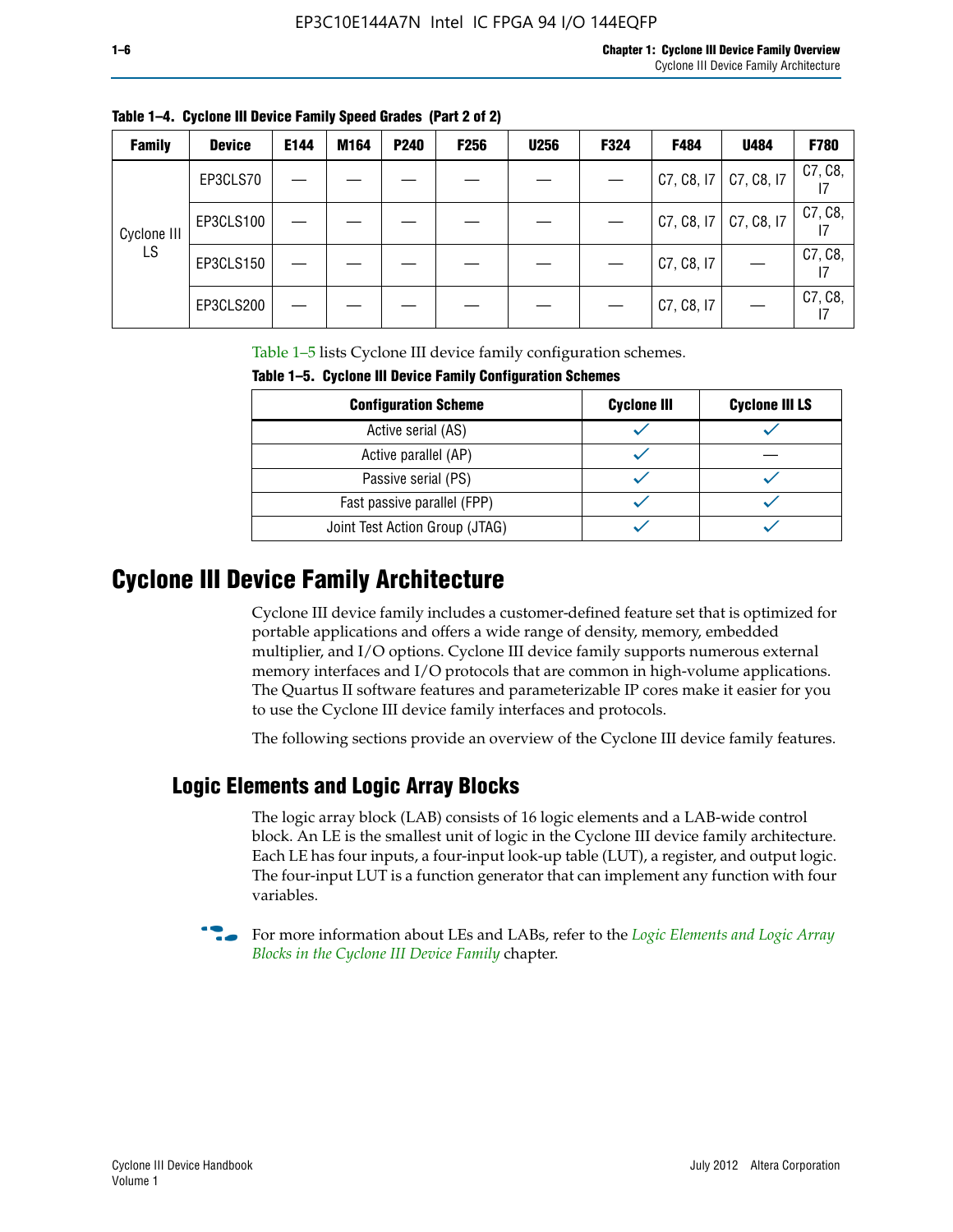**Table 1–4. Cyclone III Device Family Speed Grades (Part 2 of 2)**

| Family | Device | E144 | M164 | P240 | F256 | U256 | F324 | F484 | U484 | F780 |
|---|---|---|---|---|---|---|---|---|---|---|
| Cyclone III LS | EP3CLS70 | — | — | — | — | — | — | C7, C8, I7 | C7, C8, I7 | C7, C8, I7 |
| | EP3CLS100 | — | — | — | — | — | — | C7, C8, I7 | C7, C8, I7 | C7, C8, I7 |
| | EP3CLS150 | — | — | — | — | — | — | C7, C8, I7 | — | C7, C8, I7 |
| | EP3CLS200 | — | — | — | — | — | — | C7, C8, I7 | — | C7, C8, I7 |

Table 1–5 lists Cyclone III device family configuration schemes.

**Table 1–5. Cyclone III Device Family Configuration Schemes**

| Configuration Scheme | Cyclone III | Cyclone III LS |
|---|---|---|
| Active serial (AS) | ✓ | ✓ |
| Active parallel (AP) | ✓ | — |
| Passive serial (PS) | ✓ | ✓ |
| Fast passive parallel (FPP) | ✓ | ✓ |
| Joint Test Action Group (JTAG) | ✓ | ✓ |

# Cyclone III Device Family Architecture

Cyclone III device family includes a customer-defined feature set that is optimized for portable applications and offers a wide range of density, memory, embedded multiplier, and I/O options. Cyclone III device family supports numerous external memory interfaces and I/O protocols that are common in high-volume applications. The Quartus II software features and parameterizable IP cores make it easier for you to use the Cyclone III device family interfaces and protocols.

The following sections provide an overview of the Cyclone III device family features.

## Logic Elements and Logic Array Blocks

The logic array block (LAB) consists of 16 logic elements and a LAB-wide control block. An LE is the smallest unit of logic in the Cyclone III device family architecture. Each LE has four inputs, a four-input look-up table (LUT), a register, and output logic. The four-input LUT is a function generator that can implement any function with four variables.

For more information about LEs and LABs, refer to the *Logic Elements and Logic Array Blocks in the Cyclone III Device Family* chapter.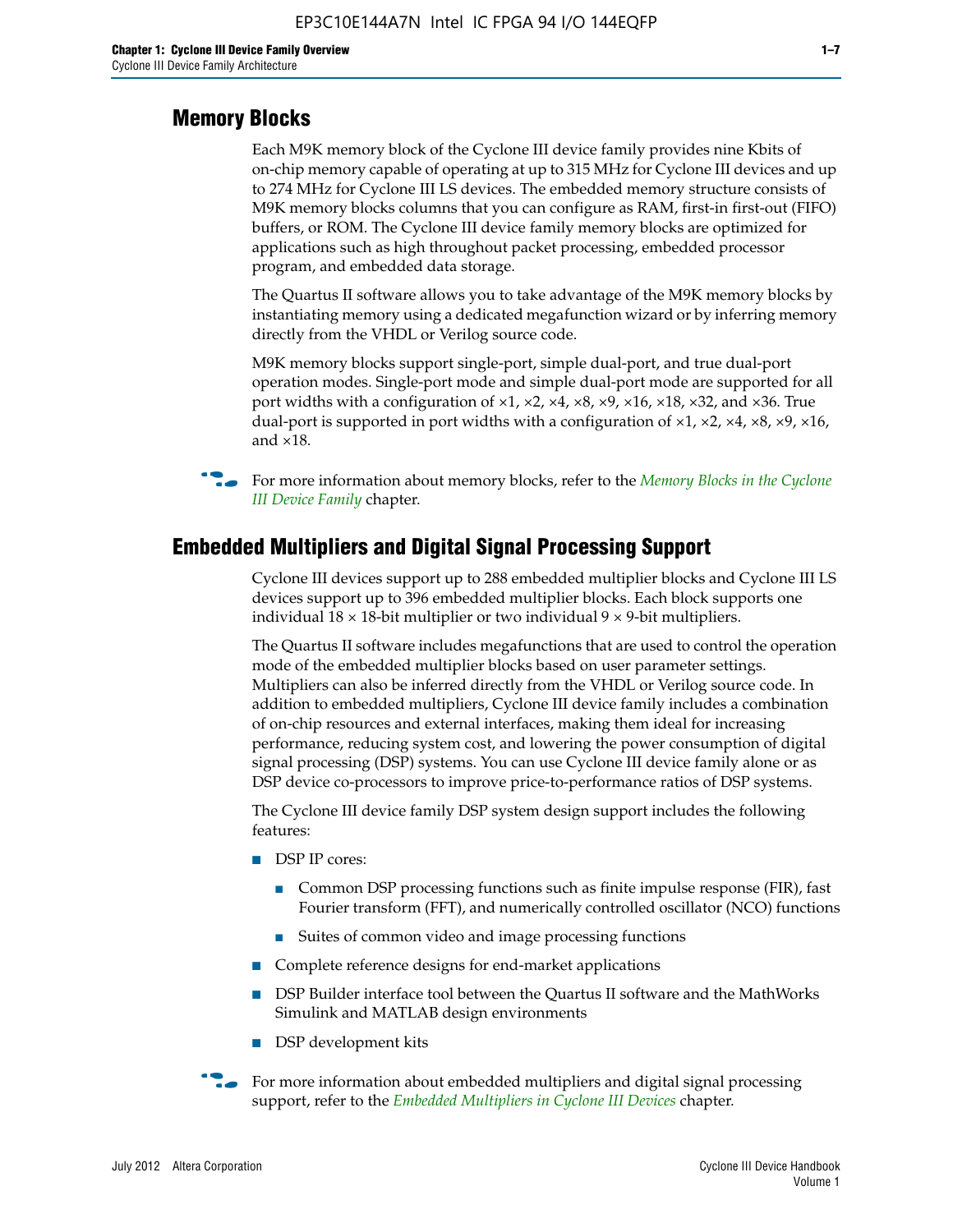## Memory Blocks

Each M9K memory block of the Cyclone III device family provides nine Kbits of on-chip memory capable of operating at up to 315 MHz for Cyclone III devices and up to 274 MHz for Cyclone III LS devices. The embedded memory structure consists of M9K memory blocks columns that you can configure as RAM, first-in first-out (FIFO) buffers, or ROM. The Cyclone III device family memory blocks are optimized for applications such as high throughout packet processing, embedded processor program, and embedded data storage.

The Quartus II software allows you to take advantage of the M9K memory blocks by instantiating memory using a dedicated megafunction wizard or by inferring memory directly from the VHDL or Verilog source code.

M9K memory blocks support single-port, simple dual-port, and true dual-port operation modes. Single-port mode and simple dual-port mode are supported for all port widths with a configuration of ×1, ×2, ×4, ×8, ×9, ×16, ×18, ×32, and ×36. True dual-port is supported in port widths with a configuration of ×1, ×2, ×4, ×8, ×9, ×16, and ×18.

For more information about memory blocks, refer to the *Memory Blocks in the Cyclone III Device Family* chapter.

## Embedded Multipliers and Digital Signal Processing Support

Cyclone III devices support up to 288 embedded multiplier blocks and Cyclone III LS devices support up to 396 embedded multiplier blocks. Each block supports one individual 18 × 18-bit multiplier or two individual 9 × 9-bit multipliers.

The Quartus II software includes megafunctions that are used to control the operation mode of the embedded multiplier blocks based on user parameter settings. Multipliers can also be inferred directly from the VHDL or Verilog source code. In addition to embedded multipliers, Cyclone III device family includes a combination of on-chip resources and external interfaces, making them ideal for increasing performance, reducing system cost, and lowering the power consumption of digital signal processing (DSP) systems. You can use Cyclone III device family alone or as DSP device co-processors to improve price-to-performance ratios of DSP systems.

The Cyclone III device family DSP system design support includes the following features:

- DSP IP cores:
  - Common DSP processing functions such as finite impulse response (FIR), fast Fourier transform (FFT), and numerically controlled oscillator (NCO) functions
  - Suites of common video and image processing functions
- Complete reference designs for end-market applications
- DSP Builder interface tool between the Quartus II software and the MathWorks Simulink and MATLAB design environments
- DSP development kits

For more information about embedded multipliers and digital signal processing support, refer to the *Embedded Multipliers in Cyclone III Devices* chapter.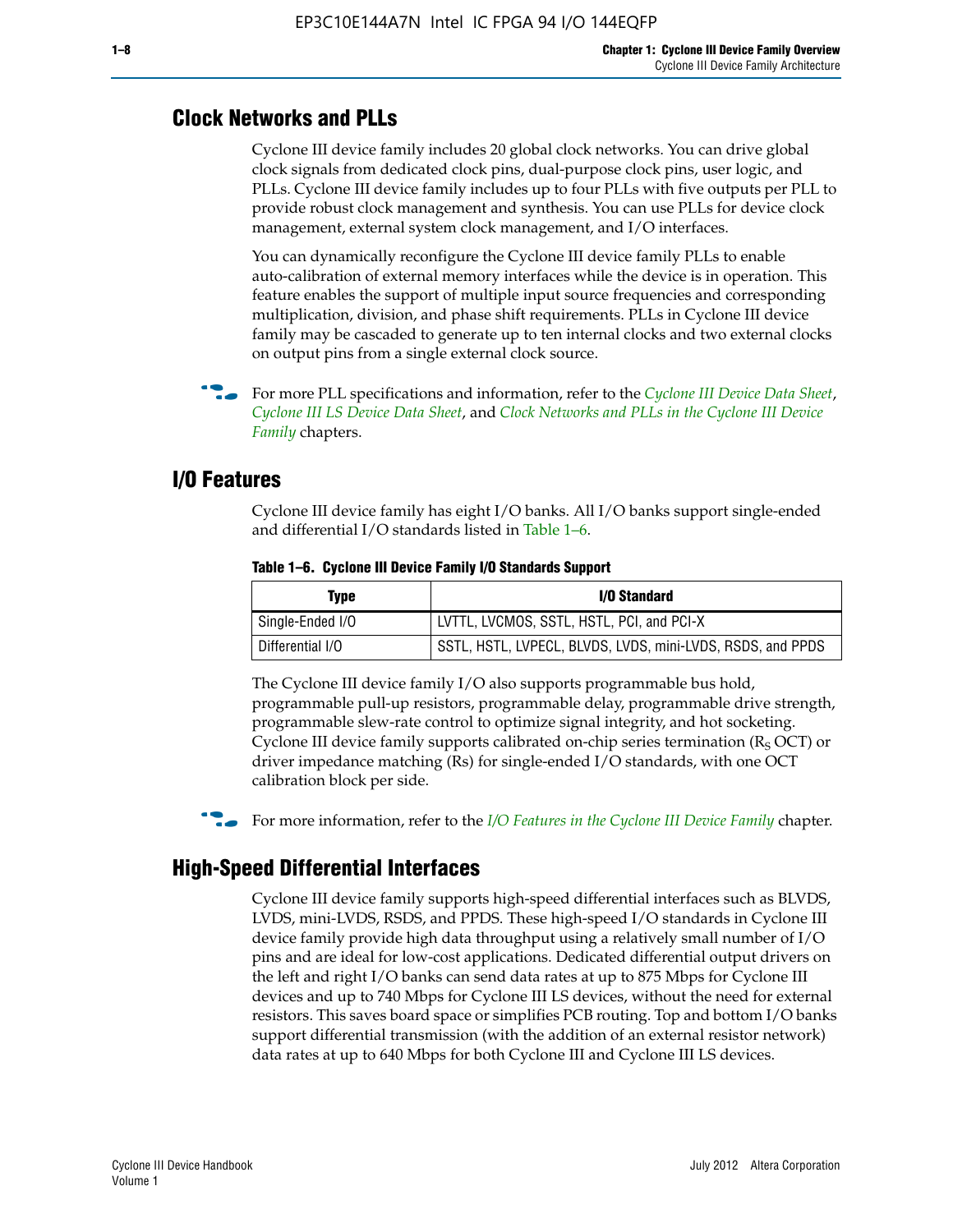## Clock Networks and PLLs

Cyclone III device family includes 20 global clock networks. You can drive global clock signals from dedicated clock pins, dual-purpose clock pins, user logic, and PLLs. Cyclone III device family includes up to four PLLs with five outputs per PLL to provide robust clock management and synthesis. You can use PLLs for device clock management, external system clock management, and I/O interfaces.

You can dynamically reconfigure the Cyclone III device family PLLs to enable auto-calibration of external memory interfaces while the device is in operation. This feature enables the support of multiple input source frequencies and corresponding multiplication, division, and phase shift requirements. PLLs in Cyclone III device family may be cascaded to generate up to ten internal clocks and two external clocks on output pins from a single external clock source.

For more PLL specifications and information, refer to the *Cyclone III Device Data Sheet*, *Cyclone III LS Device Data Sheet*, and *Clock Networks and PLLs in the Cyclone III Device Family* chapters.

## I/O Features

Cyclone III device family has eight I/O banks. All I/O banks support single-ended and differential I/O standards listed in Table 1–6.

**Table 1–6. Cyclone III Device Family I/O Standards Support**

| Type | I/O Standard |
|---|---|
| Single-Ended I/O | LVTTL, LVCMOS, SSTL, HSTL, PCI, and PCI-X |
| Differential I/O | SSTL, HSTL, LVPECL, BLVDS, LVDS, mini-LVDS, RSDS, and PPDS |

The Cyclone III device family I/O also supports programmable bus hold, programmable pull-up resistors, programmable delay, programmable drive strength, programmable slew-rate control to optimize signal integrity, and hot socketing. Cyclone III device family supports calibrated on-chip series termination ($R_S$ OCT) or driver impedance matching (Rs) for single-ended I/O standards, with one OCT calibration block per side.

For more information, refer to the *I/O Features in the Cyclone III Device Family* chapter.

## High-Speed Differential Interfaces

Cyclone III device family supports high-speed differential interfaces such as BLVDS, LVDS, mini-LVDS, RSDS, and PPDS. These high-speed I/O standards in Cyclone III device family provide high data throughput using a relatively small number of I/O pins and are ideal for low-cost applications. Dedicated differential output drivers on the left and right I/O banks can send data rates at up to 875 Mbps for Cyclone III devices and up to 740 Mbps for Cyclone III LS devices, without the need for external resistors. This saves board space or simplifies PCB routing. Top and bottom I/O banks support differential transmission (with the addition of an external resistor network) data rates at up to 640 Mbps for both Cyclone III and Cyclone III LS devices.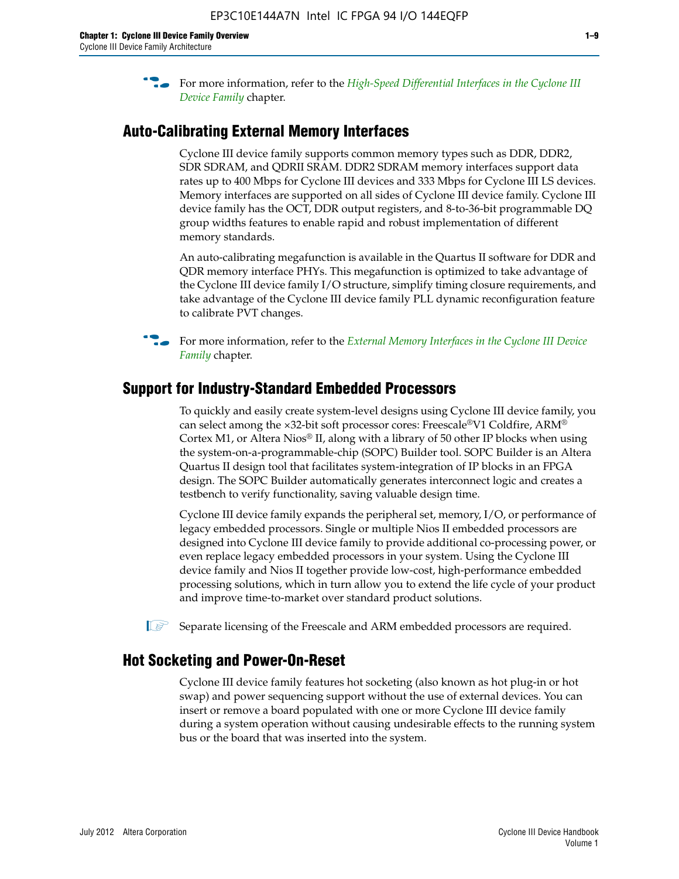For more information, refer to the *High-Speed Differential Interfaces in the Cyclone III Device Family* chapter.

## Auto-Calibrating External Memory Interfaces

Cyclone III device family supports common memory types such as DDR, DDR2, SDR SDRAM, and QDRII SRAM. DDR2 SDRAM memory interfaces support data rates up to 400 Mbps for Cyclone III devices and 333 Mbps for Cyclone III LS devices. Memory interfaces are supported on all sides of Cyclone III device family. Cyclone III device family has the OCT, DDR output registers, and 8-to-36-bit programmable DQ group widths features to enable rapid and robust implementation of different memory standards.

An auto-calibrating megafunction is available in the Quartus II software for DDR and QDR memory interface PHYs. This megafunction is optimized to take advantage of the Cyclone III device family I/O structure, simplify timing closure requirements, and take advantage of the Cyclone III device family PLL dynamic reconfiguration feature to calibrate PVT changes.

For more information, refer to the *External Memory Interfaces in the Cyclone III Device Family* chapter.

## Support for Industry-Standard Embedded Processors

To quickly and easily create system-level designs using Cyclone III device family, you can select among the ×32-bit soft processor cores: Freescale®V1 Coldfire, ARM® Cortex M1, or Altera Nios® II, along with a library of 50 other IP blocks when using the system-on-a-programmable-chip (SOPC) Builder tool. SOPC Builder is an Altera Quartus II design tool that facilitates system-integration of IP blocks in an FPGA design. The SOPC Builder automatically generates interconnect logic and creates a testbench to verify functionality, saving valuable design time.

Cyclone III device family expands the peripheral set, memory, I/O, or performance of legacy embedded processors. Single or multiple Nios II embedded processors are designed into Cyclone III device family to provide additional co-processing power, or even replace legacy embedded processors in your system. Using the Cyclone III device family and Nios II together provide low-cost, high-performance embedded processing solutions, which in turn allow you to extend the life cycle of your product and improve time-to-market over standard product solutions.

Separate licensing of the Freescale and ARM embedded processors are required.

## Hot Socketing and Power-On-Reset

Cyclone III device family features hot socketing (also known as hot plug-in or hot swap) and power sequencing support without the use of external devices. You can insert or remove a board populated with one or more Cyclone III device family during a system operation without causing undesirable effects to the running system bus or the board that was inserted into the system.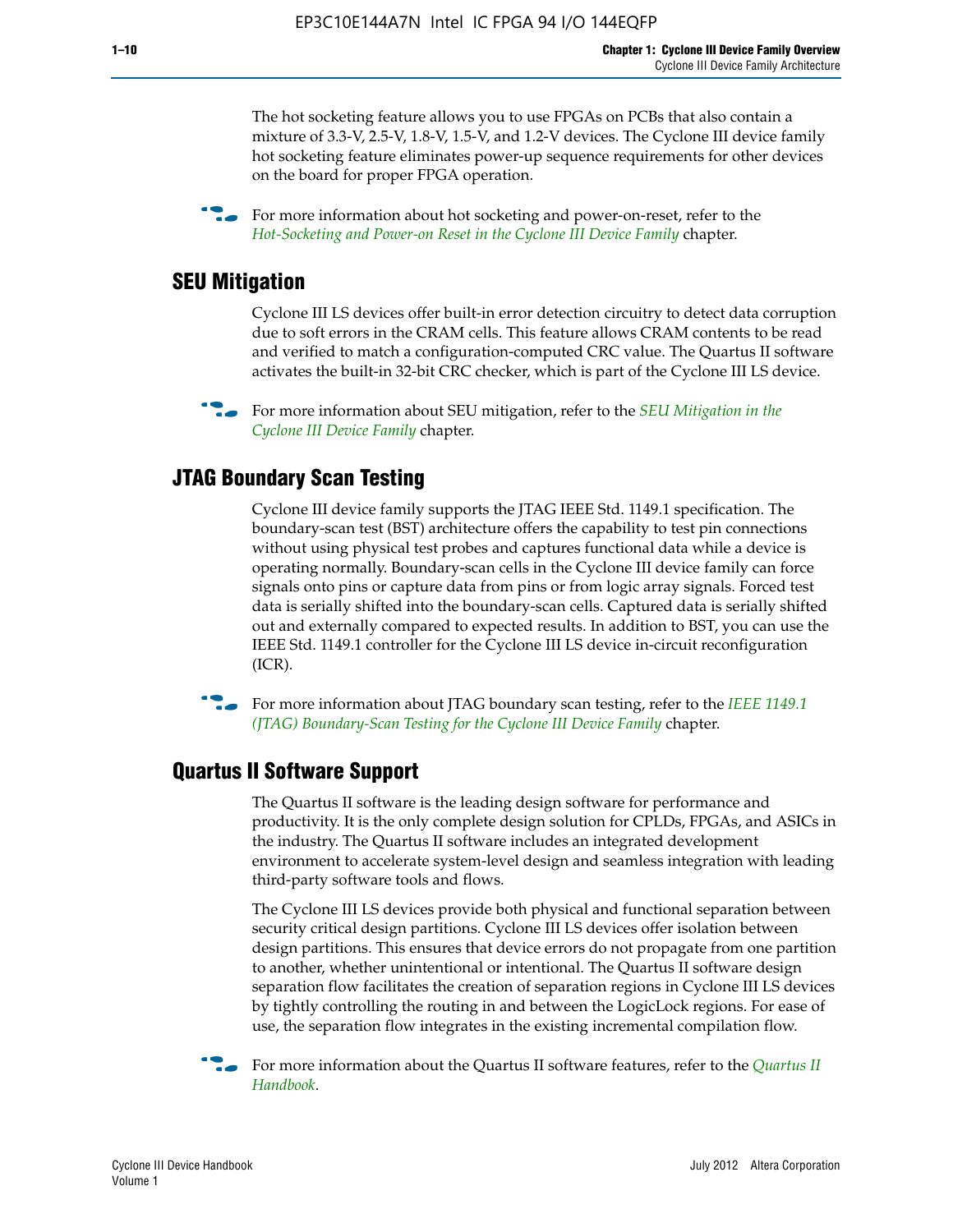The hot socketing feature allows you to use FPGAs on PCBs that also contain a mixture of 3.3-V, 2.5-V, 1.8-V, 1.5-V, and 1.2-V devices. The Cyclone III device family hot socketing feature eliminates power-up sequence requirements for other devices on the board for proper FPGA operation.

For more information about hot socketing and power-on-reset, refer to the *Hot-Socketing and Power-on Reset in the Cyclone III Device Family* chapter.

## SEU Mitigation

Cyclone III LS devices offer built-in error detection circuitry to detect data corruption due to soft errors in the CRAM cells. This feature allows CRAM contents to be read and verified to match a configuration-computed CRC value. The Quartus II software activates the built-in 32-bit CRC checker, which is part of the Cyclone III LS device.

For more information about SEU mitigation, refer to the *SEU Mitigation in the Cyclone III Device Family* chapter.

## JTAG Boundary Scan Testing

Cyclone III device family supports the JTAG IEEE Std. 1149.1 specification. The boundary-scan test (BST) architecture offers the capability to test pin connections without using physical test probes and captures functional data while a device is operating normally. Boundary-scan cells in the Cyclone III device family can force signals onto pins or capture data from pins or from logic array signals. Forced test data is serially shifted into the boundary-scan cells. Captured data is serially shifted out and externally compared to expected results. In addition to BST, you can use the IEEE Std. 1149.1 controller for the Cyclone III LS device in-circuit reconfiguration (ICR).

For more information about JTAG boundary scan testing, refer to the *IEEE 1149.1 (JTAG) Boundary-Scan Testing for the Cyclone III Device Family* chapter.

## Quartus II Software Support

The Quartus II software is the leading design software for performance and productivity. It is the only complete design solution for CPLDs, FPGAs, and ASICs in the industry. The Quartus II software includes an integrated development environment to accelerate system-level design and seamless integration with leading third-party software tools and flows.

The Cyclone III LS devices provide both physical and functional separation between security critical design partitions. Cyclone III LS devices offer isolation between design partitions. This ensures that device errors do not propagate from one partition to another, whether unintentional or intentional. The Quartus II software design separation flow facilitates the creation of separation regions in Cyclone III LS devices by tightly controlling the routing in and between the LogicLock regions. For ease of use, the separation flow integrates in the existing incremental compilation flow.

For more information about the Quartus II software features, refer to the *Quartus II Handbook*.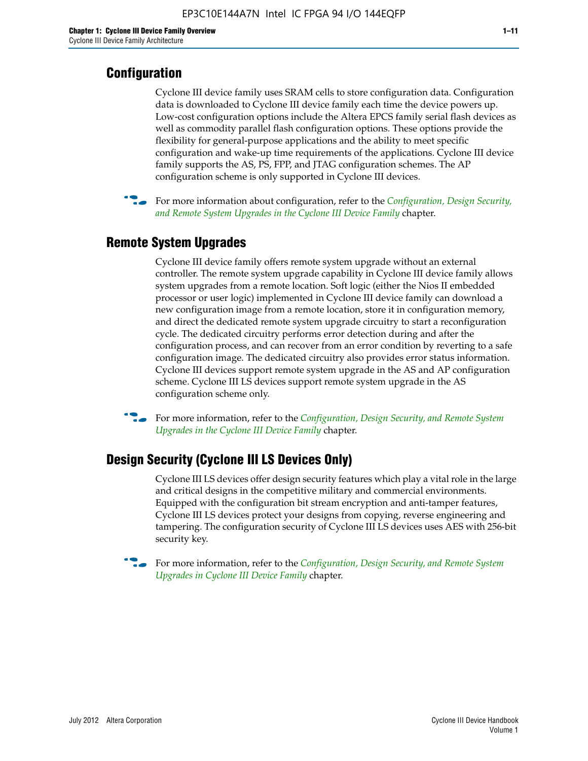## Configuration

Cyclone III device family uses SRAM cells to store configuration data. Configuration data is downloaded to Cyclone III device family each time the device powers up. Low-cost configuration options include the Altera EPCS family serial flash devices as well as commodity parallel flash configuration options. These options provide the flexibility for general-purpose applications and the ability to meet specific configuration and wake-up time requirements of the applications. Cyclone III device family supports the AS, PS, FPP, and JTAG configuration schemes. The AP configuration scheme is only supported in Cyclone III devices.

For more information about configuration, refer to the *Configuration, Design Security, and Remote System Upgrades in the Cyclone III Device Family* chapter.

## Remote System Upgrades

Cyclone III device family offers remote system upgrade without an external controller. The remote system upgrade capability in Cyclone III device family allows system upgrades from a remote location. Soft logic (either the Nios II embedded processor or user logic) implemented in Cyclone III device family can download a new configuration image from a remote location, store it in configuration memory, and direct the dedicated remote system upgrade circuitry to start a reconfiguration cycle. The dedicated circuitry performs error detection during and after the configuration process, and can recover from an error condition by reverting to a safe configuration image. The dedicated circuitry also provides error status information. Cyclone III devices support remote system upgrade in the AS and AP configuration scheme. Cyclone III LS devices support remote system upgrade in the AS configuration scheme only.

For more information, refer to the *Configuration, Design Security, and Remote System Upgrades in the Cyclone III Device Family* chapter.

## Design Security (Cyclone III LS Devices Only)

Cyclone III LS devices offer design security features which play a vital role in the large and critical designs in the competitive military and commercial environments. Equipped with the configuration bit stream encryption and anti-tamper features, Cyclone III LS devices protect your designs from copying, reverse engineering and tampering. The configuration security of Cyclone III LS devices uses AES with 256-bit security key.

For more information, refer to the *Configuration, Design Security, and Remote System Upgrades in Cyclone III Device Family* chapter.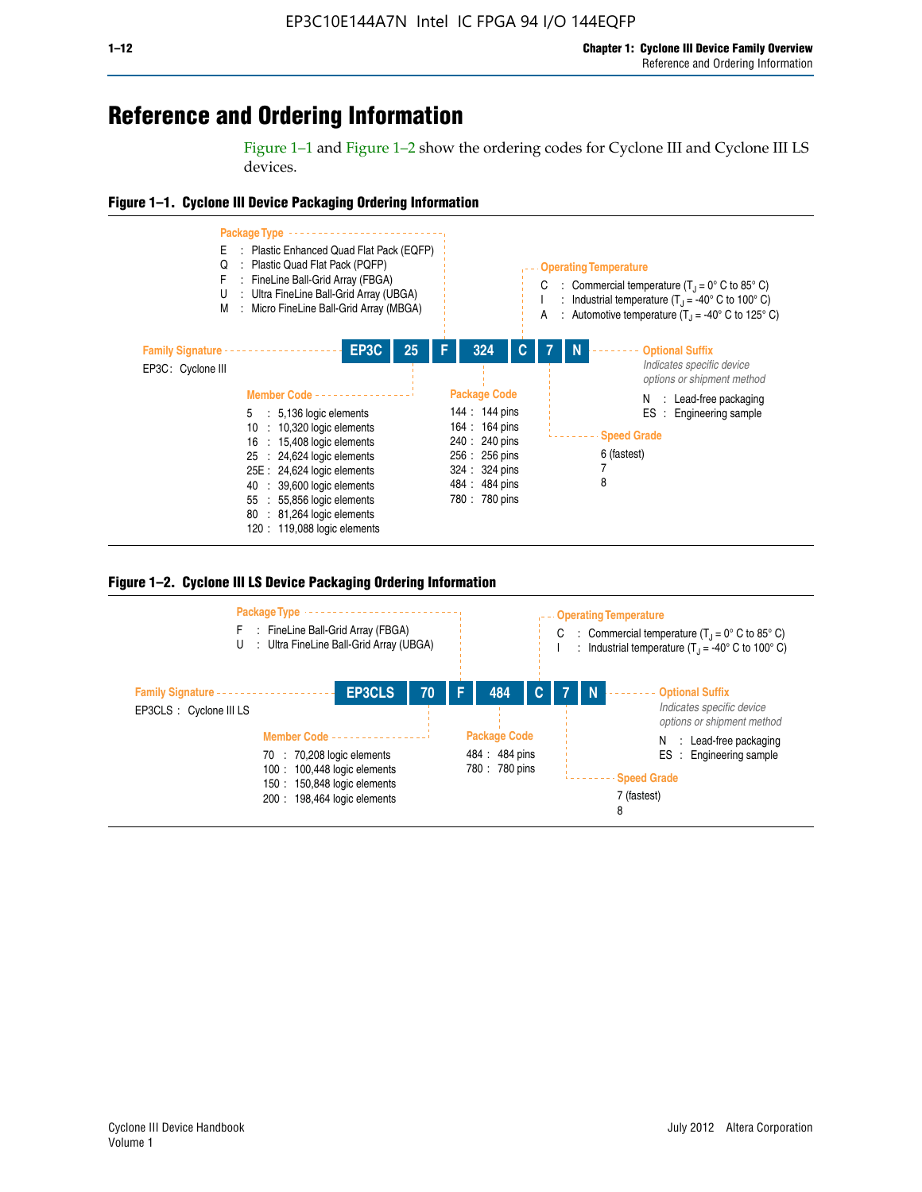# Reference and Ordering Information

Figure 1–1 and Figure 1–2 show the ordering codes for Cyclone III and Cyclone III LS devices.

**Figure 1–1. Cyclone III Device Packaging Ordering Information**

**EP3C | 25 | F | 324 | C | 7 | N**

**Family Signature**
- EP3C : Cyclone III

**Member Code**
- 5 : 5,136 logic elements
- 10 : 10,320 logic elements
- 16 : 15,408 logic elements
- 25 : 24,624 logic elements
- 25E : 24,624 logic elements
- 40 : 39,600 logic elements
- 55 : 55,856 logic elements
- 80 : 81,264 logic elements
- 120 : 119,088 logic elements

**Package Type**
- E : Plastic Enhanced Quad Flat Pack (EQFP)
- Q : Plastic Quad Flat Pack (PQFP)
- F : FineLine Ball-Grid Array (FBGA)
- U : Ultra FineLine Ball-Grid Array (UBGA)
- M : Micro FineLine Ball-Grid Array (MBGA)

**Package Code**
- 144 : 144 pins
- 164 : 164 pins
- 240 : 240 pins
- 256 : 256 pins
- 324 : 324 pins
- 484 : 484 pins
- 780 : 780 pins

**Operating Temperature**
- C : Commercial temperature ($T_J$ = 0° C to 85° C)
- I : Industrial temperature ($T_J$ = -40° C to 100° C)
- A : Automotive temperature ($T_J$ = -40° C to 125° C)

**Speed Grade**
- 6 (fastest)
- 7
- 8

**Optional Suffix**

*Indicates specific device options or shipment method*
- N : Lead-free packaging
- ES : Engineering sample

**Figure 1–2. Cyclone III LS Device Packaging Ordering Information**

**EP3CLS | 70 | F | 484 | C | 7 | N**

**Family Signature**
- EP3CLS : Cyclone III LS

**Member Code**
- 70 : 70,208 logic elements
- 100 : 100,448 logic elements
- 150 : 150,848 logic elements
- 200 : 198,464 logic elements

**Package Type**
- F : FineLine Ball-Grid Array (FBGA)
- U : Ultra FineLine Ball-Grid Array (UBGA)

**Package Code**
- 484 : 484 pins
- 780 : 780 pins

**Operating Temperature**
- C : Commercial temperature ($T_J$ = 0° C to 85° C)
- I : Industrial temperature ($T_J$ = -40° C to 100° C)

**Speed Grade**
- 7 (fastest)
- 8

**Optional Suffix**

*Indicates specific device options or shipment method*
- N : Lead-free packaging
- ES : Engineering sample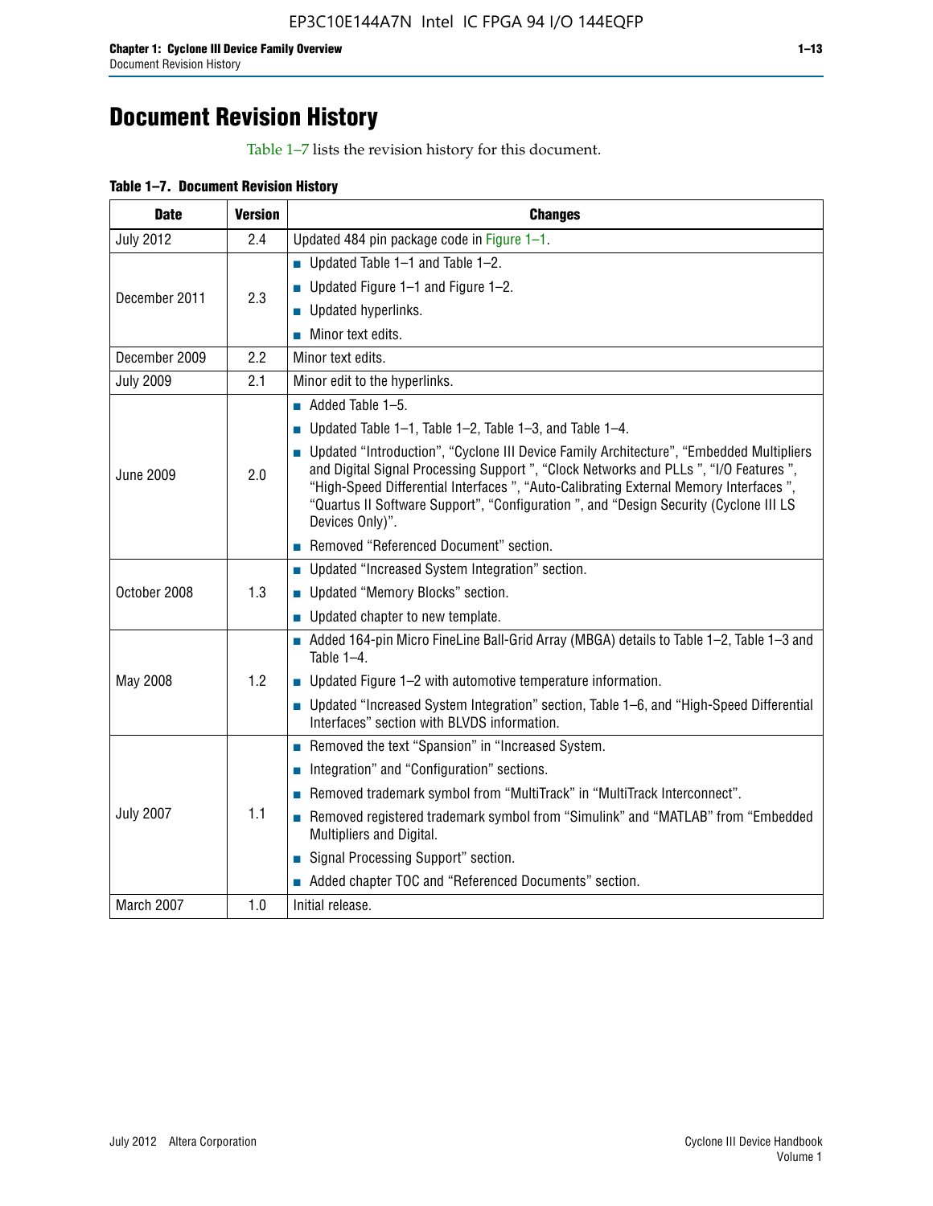# Document Revision History

Table 1–7 lists the revision history for this document.

**Table 1–7. Document Revision History**

| Date | Version | Changes |
|---|---|---|
| July 2012 | 2.4 | Updated 484 pin package code in Figure 1–1. |
| December 2011 | 2.3 | ■ Updated Table 1–1 and Table 1–2.<br>■ Updated Figure 1–1 and Figure 1–2.<br>■ Updated hyperlinks.<br>■ Minor text edits. |
| December 2009 | 2.2 | Minor text edits. |
| July 2009 | 2.1 | Minor edit to the hyperlinks. |
| June 2009 | 2.0 | ■ Added Table 1–5.<br>■ Updated Table 1–1, Table 1–2, Table 1–3, and Table 1–4.<br>■ Updated “Introduction”, “Cyclone III Device Family Architecture”, “Embedded Multipliers and Digital Signal Processing Support ”, “Clock Networks and PLLs ”, “I/O Features ”, “High-Speed Differential Interfaces ”, “Auto-Calibrating External Memory Interfaces ”, “Quartus II Software Support”, “Configuration ”, and “Design Security (Cyclone III LS Devices Only)”.<br>■ Removed “Referenced Document” section. |
| October 2008 | 1.3 | ■ Updated “Increased System Integration” section.<br>■ Updated “Memory Blocks” section.<br>■ Updated chapter to new template. |
| May 2008 | 1.2 | ■ Added 164-pin Micro FineLine Ball-Grid Array (MBGA) details to Table 1–2, Table 1–3 and Table 1–4.<br>■ Updated Figure 1–2 with automotive temperature information.<br>■ Updated “Increased System Integration” section, Table 1–6, and “High-Speed Differential Interfaces” section with BLVDS information. |
| July 2007 | 1.1 | ■ Removed the text “Spansion” in “Increased System.<br>■ Integration” and “Configuration” sections.<br>■ Removed trademark symbol from “MultiTrack” in “MultiTrack Interconnect”.<br>■ Removed registered trademark symbol from “Simulink” and “MATLAB” from “Embedded Multipliers and Digital.<br>■ Signal Processing Support” section.<br>■ Added chapter TOC and “Referenced Documents” section. |
| March 2007 | 1.0 | Initial release. |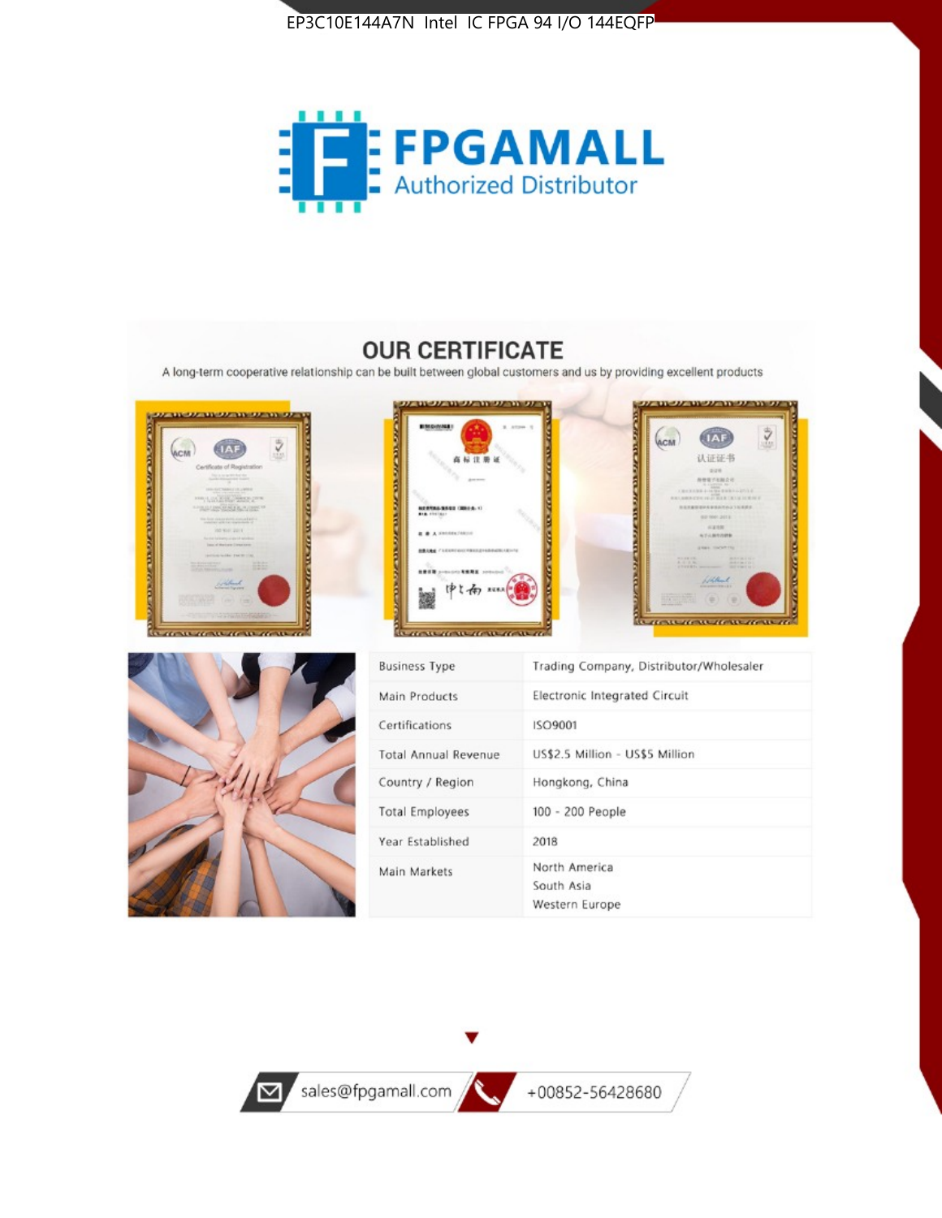FPGAMALL

Authorized Distributor

## OUR CERTIFICATE

A long-term cooperative relationship can be built between global customers and us by providing excellent products

| | |
|---|---|
| Business Type | Trading Company, Distributor/Wholesaler |
| Main Products | Electronic Integrated Circuit |
| Certifications | ISO9001 |
| Total Annual Revenue | US$2.5 Million - US$5 Million |
| Country / Region | Hongkong, China |
| Total Employees | 100 - 200 People |
| Year Established | 2018 |
| Main Markets | North America<br>South Asia<br>Western Europe |

sales@fpgamall.com

+00852-56428680